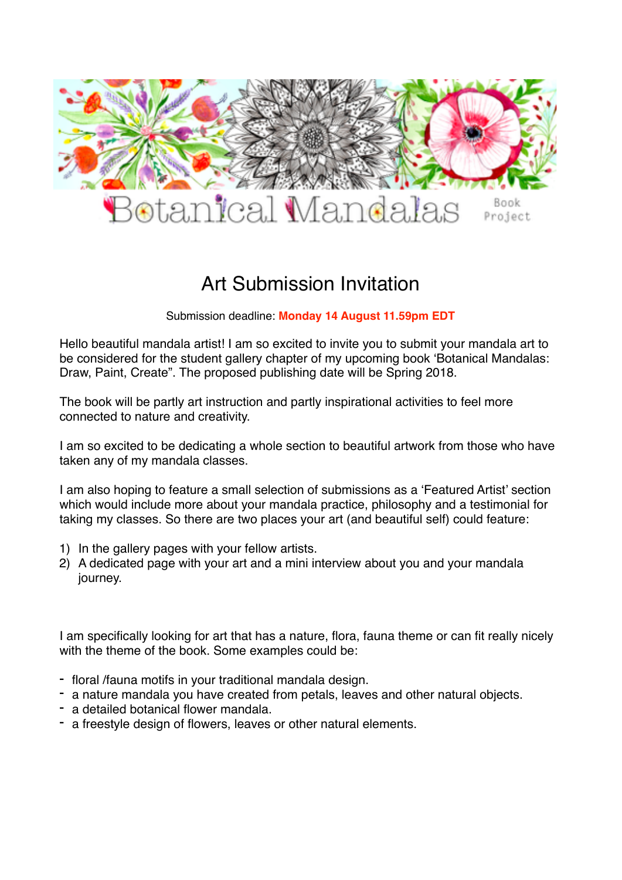# Botanical Mandalas Book Project

## Art Submission Invitation

Submission deadline: **Monday 14 August 11.59pm EDT**

Hello beautiful mandala artist! I am so excited to invite you to submit your mandala art to be considered for the student gallery chapter of my upcoming book 'Botanical Mandalas: Draw, Paint, Create". The proposed publishing date will be Spring 2018.

The book will be partly art instruction and partly inspirational activities to feel more connected to nature and creativity.

I am so excited to be dedicating a whole section to beautiful artwork from those who have taken any of my mandala classes.

I am also hoping to feature a small selection of submissions as a 'Featured Artist' section which would include more about your mandala practice, philosophy and a testimonial for taking my classes. So there are two places your art (and beautiful self) could feature:

1) In the gallery pages with your fellow artists.
2) A dedicated page with your art and a mini interview about you and your mandala journey.

I am specifically looking for art that has a nature, flora, fauna theme or can fit really nicely with the theme of the book. Some examples could be:

- floral /fauna motifs in your traditional mandala design.
- a nature mandala you have created from petals, leaves and other natural objects.
- a detailed botanical flower mandala.
- a freestyle design of flowers, leaves or other natural elements.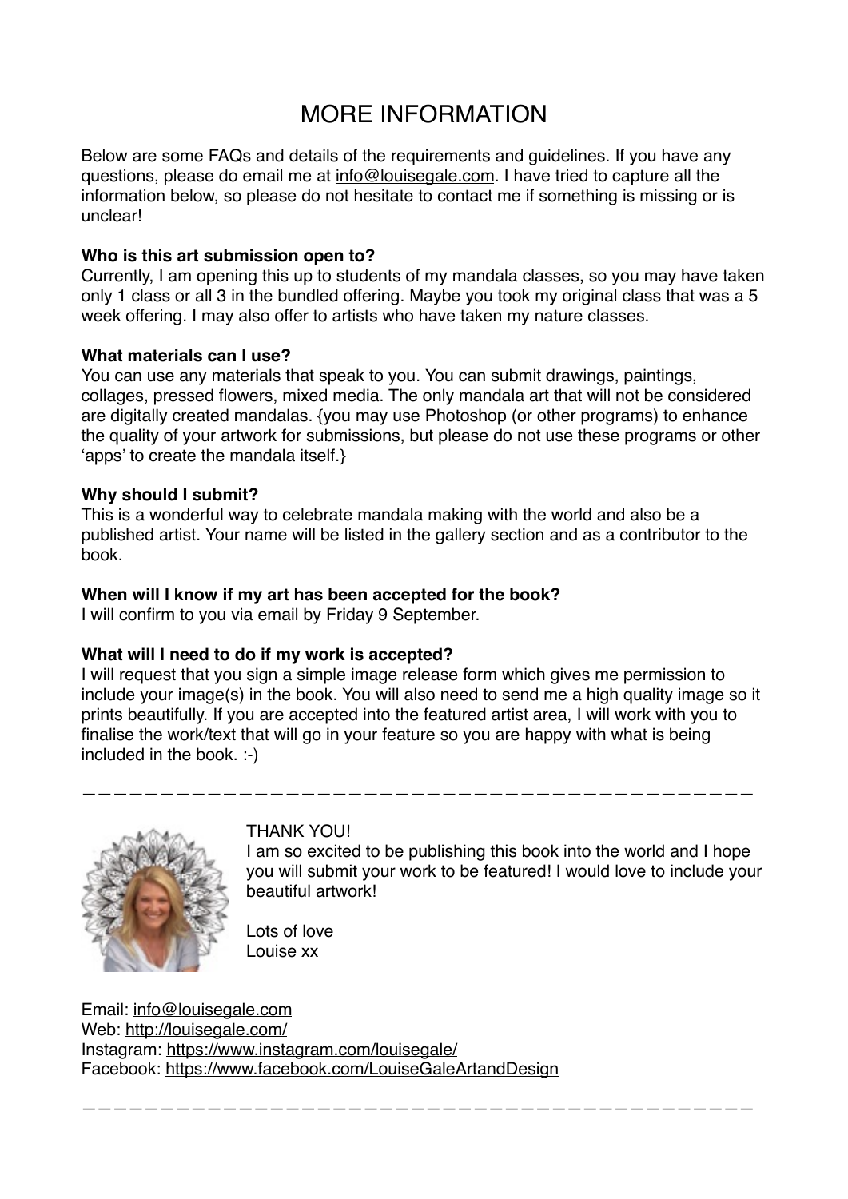# MORE INFORMATION

Below are some FAQs and details of the requirements and guidelines. If you have any questions, please do email me at info@louisegale.com. I have tried to capture all the information below, so please do not hesitate to contact me if something is missing or is unclear!

**Who is this art submission open to?**
Currently, I am opening this up to students of my mandala classes, so you may have taken only 1 class or all 3 in the bundled offering. Maybe you took my original class that was a 5 week offering. I may also offer to artists who have taken my nature classes.

**What materials can I use?**
You can use any materials that speak to you. You can submit drawings, paintings, collages, pressed flowers, mixed media. The only mandala art that will not be considered are digitally created mandalas. {you may use Photoshop (or other programs) to enhance the quality of your artwork for submissions, but please do not use these programs or other 'apps' to create the mandala itself.}

**Why should I submit?**
This is a wonderful way to celebrate mandala making with the world and also be a published artist. Your name will be listed in the gallery section and as a contributor to the book.

**When will I know if my art has been accepted for the book?**
I will confirm to you via email by Friday 9 September.

**What will I need to do if my work is accepted?**
I will request that you sign a simple image release form which gives me permission to include your image(s) in the book. You will also need to send me a high quality image so it prints beautifully. If you are accepted into the featured artist area, I will work with you to finalise the work/text that will go in your feature so you are happy with what is being included in the book. :-)

---

THANK YOU!
I am so excited to be publishing this book into the world and I hope you will submit your work to be featured! I would love to include your beautiful artwork!

Lots of love
Louise xx

Email: info@louisegale.com
Web: http://louisegale.com/
Instagram: https://www.instagram.com/louisegale/
Facebook: https://www.facebook.com/LouiseGaleArtandDesign

---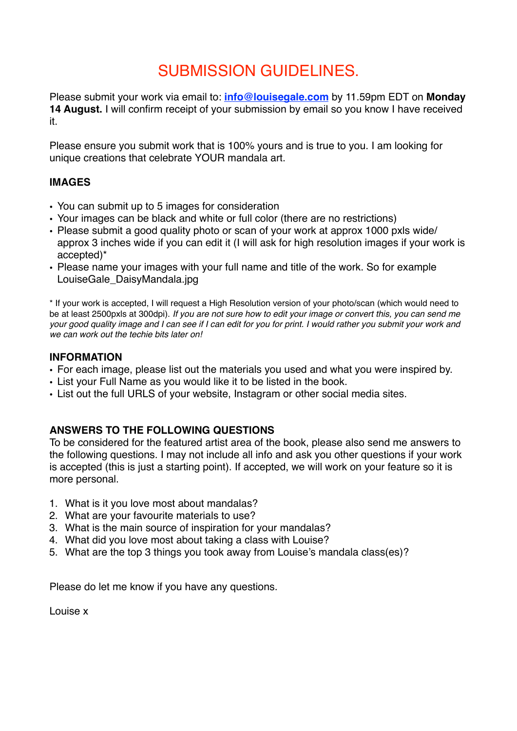# SUBMISSION GUIDELINES.

Please submit your work via email to: **[info@louisegale.com](mailto:info@louisegale.com)** by 11.59pm EDT on **Monday 14 August.** I will confirm receipt of your submission by email so you know I have received it.

Please ensure you submit work that is 100% yours and is true to you. I am looking for unique creations that celebrate YOUR mandala art.

### IMAGES

- You can submit up to 5 images for consideration
- Your images can be black and white or full color (there are no restrictions)
- Please submit a good quality photo or scan of your work at approx 1000 pxls wide/ approx 3 inches wide if you can edit it (I will ask for high resolution images if your work is accepted)*
- Please name your images with your full name and title of the work. So for example LouiseGale_DaisyMandala.jpg

\* If your work is accepted, I will request a High Resolution version of your photo/scan (which would need to be at least 2500pxls at 300dpi). *If you are not sure how to edit your image or convert this, you can send me your good quality image and I can see if I can edit for you for print. I would rather you submit your work and we can work out the techie bits later on!*

### INFORMATION

- For each image, please list out the materials you used and what you were inspired by.
- List your Full Name as you would like it to be listed in the book.
- List out the full URLS of your website, Instagram or other social media sites.

### ANSWERS TO THE FOLLOWING QUESTIONS

To be considered for the featured artist area of the book, please also send me answers to the following questions. I may not include all info and ask you other questions if your work is accepted (this is just a starting point). If accepted, we will work on your feature so it is more personal.

1. What is it you love most about mandalas?
2. What are your favourite materials to use?
3. What is the main source of inspiration for your mandalas?
4. What did you love most about taking a class with Louise?
5. What are the top 3 things you took away from Louise's mandala class(es)?

Please do let me know if you have any questions.

Louise x